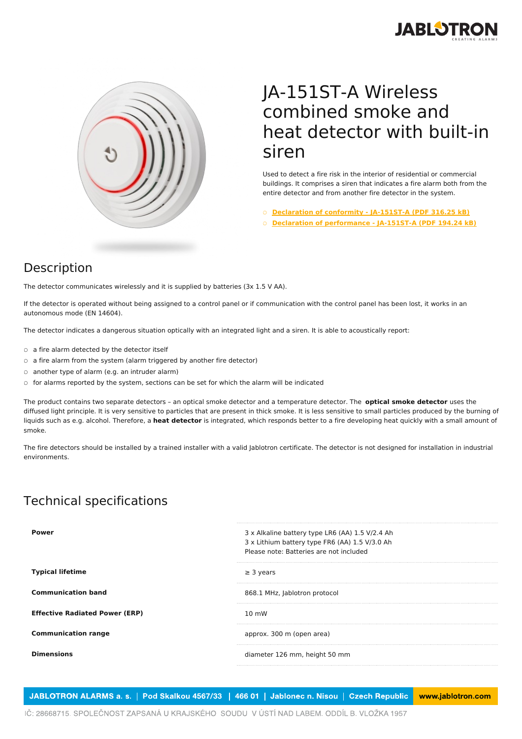# JA-151ST-A Wireless combined smoke and heat detector with built-in siren

Used to detect a fire risk in the interior of residential or commercial buildings. It comprises a siren that indicates a fire alarm both from the entire detector and from another fire detector in the system.

- Declaration of conformity - JA-151ST-A (PDF 316.25 kB)
- Declaration of performance - JA-151ST-A (PDF 194.24 kB)

## Description

The detector communicates wirelessly and it is supplied by batteries (3x 1.5 V AA).

If the detector is operated without being assigned to a control panel or if communication with the control panel has been lost, it works in an autonomous mode (EN 14604).

The detector indicates a dangerous situation optically with an integrated light and a siren. It is able to acoustically report:

- a fire alarm detected by the detector itself
- a fire alarm from the system (alarm triggered by another fire detector)
- another type of alarm (e.g. an intruder alarm)
- for alarms reported by the system, sections can be set for which the alarm will be indicated

The product contains two separate detectors – an optical smoke detector and a temperature detector. The **optical smoke detector** uses the diffused light principle. It is very sensitive to particles that are present in thick smoke. It is less sensitive to small particles produced by the burning of liquids such as e.g. alcohol. Therefore, a **heat detector** is integrated, which responds better to a fire developing heat quickly with a small amount of smoke.

The fire detectors should be installed by a trained installer with a valid Jablotron certificate. The detector is not designed for installation in industrial environments.

## Technical specifications

| | |
|---|---|
| **Power** | 3 x Alkaline battery type LR6 (AA) 1.5 V/2.4 Ah<br>3 x Lithium battery type FR6 (AA) 1.5 V/3.0 Ah<br>Please note: Batteries are not included |
| **Typical lifetime** | ≥ 3 years |
| **Communication band** | 868.1 MHz, Jablotron protocol |
| **Effective Radiated Power (ERP)** | 10 mW |
| **Communication range** | approx. 300 m (open area) |
| **Dimensions** | diameter 126 mm, height 50 mm |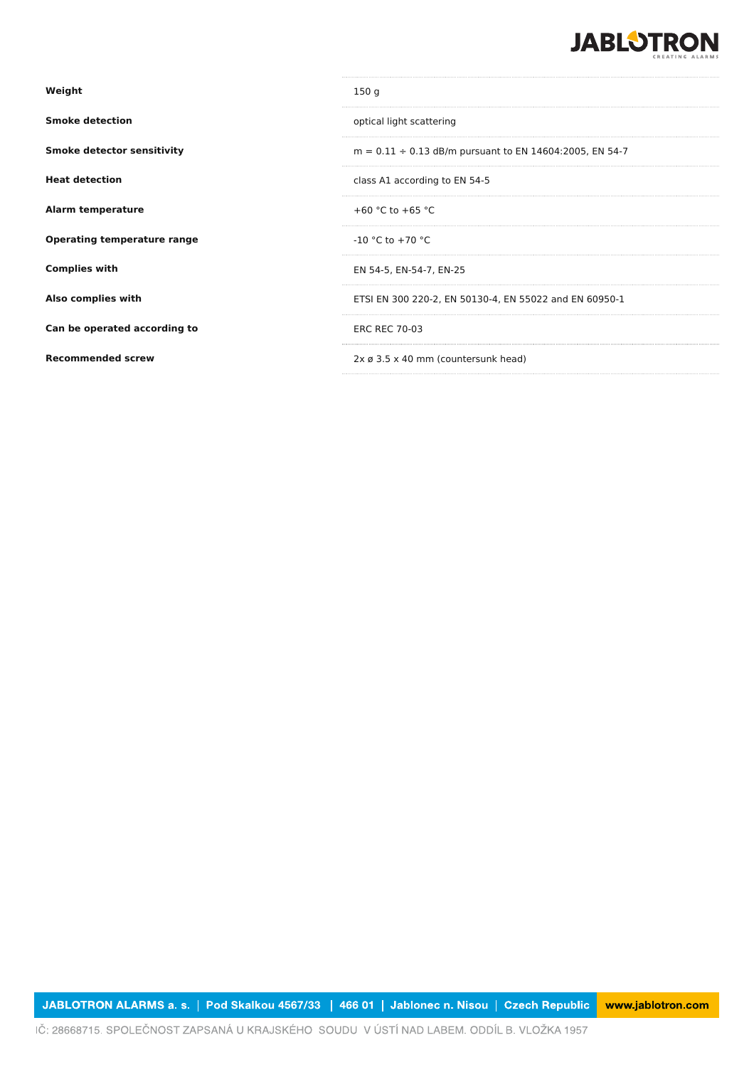| | |
|---|---|
| **Weight** | 150 g |
| **Smoke detection** | optical light scattering |
| **Smoke detector sensitivity** | m = 0.11 ÷ 0.13 dB/m pursuant to EN 14604:2005, EN 54-7 |
| **Heat detection** | class A1 according to EN 54-5 |
| **Alarm temperature** | +60 °C to +65 °C |
| **Operating temperature range** | -10 °C to +70 °C |
| **Complies with** | EN 54-5, EN-54-7, EN-25 |
| **Also complies with** | ETSI EN 300 220-2, EN 50130-4, EN 55022 and EN 60950-1 |
| **Can be operated according to** | ERC REC 70-03 |
| **Recommended screw** | 2x ø 3.5 x 40 mm (countersunk head) |